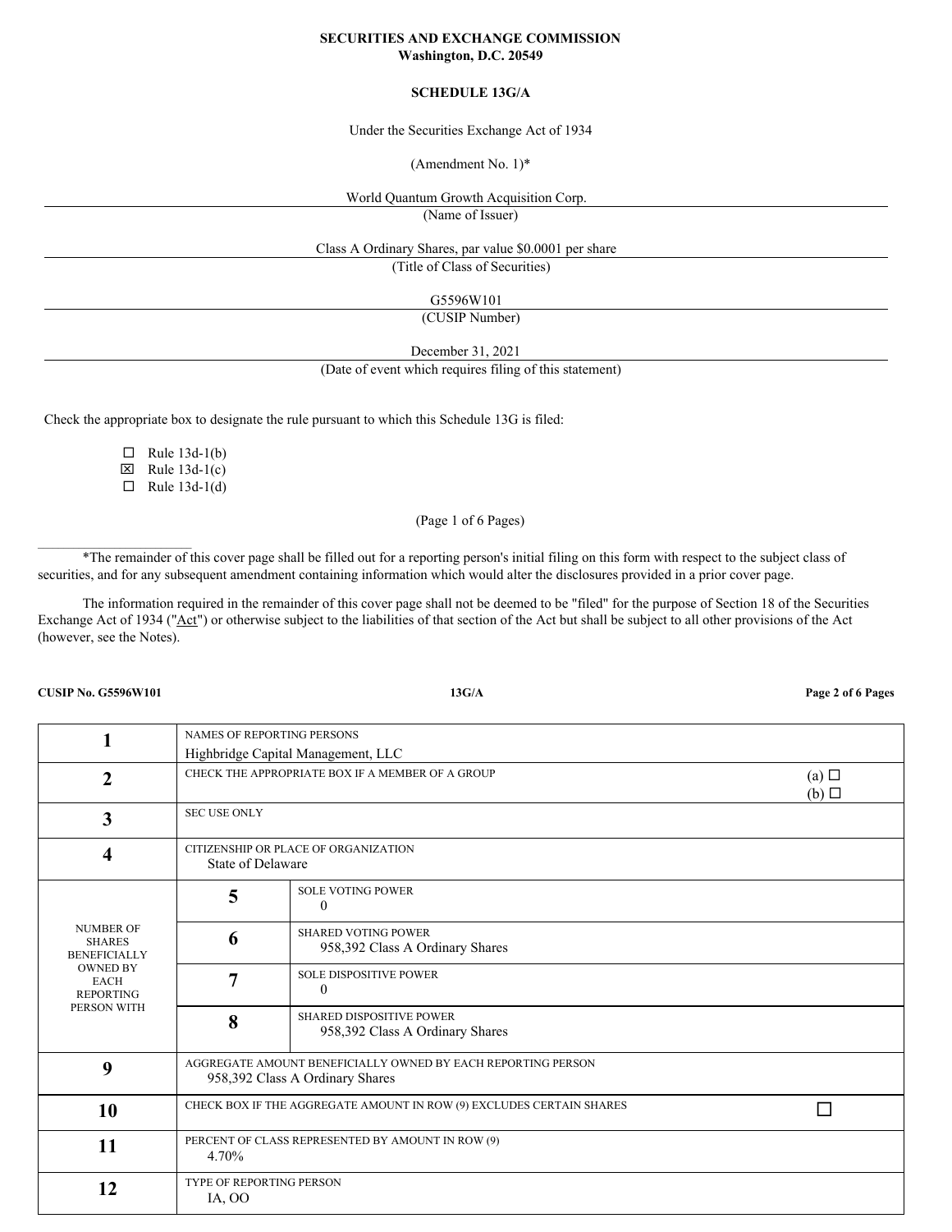**SECURITIES AND EXCHANGE COMMISSION**
**Washington, D.C. 20549**

**SCHEDULE 13G/A**

Under the Securities Exchange Act of 1934

(Amendment No. 1)*

World Quantum Growth Acquisition Corp.
(Name of Issuer)

Class A Ordinary Shares, par value $0.0001 per share
(Title of Class of Securities)

G5596W101
(CUSIP Number)

December 31, 2021
(Date of event which requires filing of this statement)

Check the appropriate box to designate the rule pursuant to which this Schedule 13G is filed:

☐ Rule 13d-1(b)
☒ Rule 13d-1(c)
☐ Rule 13d-1(d)

(Page 1 of 6 Pages)

---

*The remainder of this cover page shall be filled out for a reporting person's initial filing on this form with respect to the subject class of securities, and for any subsequent amendment containing information which would alter the disclosures provided in a prior cover page.

The information required in the remainder of this cover page shall not be deemed to be "filed" for the purpose of Section 18 of the Securities Exchange Act of 1934 ("Act") or otherwise subject to the liabilities of that section of the Act but shall be subject to all other provisions of the Act (however, see the Notes).

**CUSIP No. G5596W101** **13G/A**

| | | |
|---|---|---|
| **1** | NAMES OF REPORTING PERSONS<br>Highbridge Capital Management, LLC | |
| **2** | CHECK THE APPROPRIATE BOX IF A MEMBER OF A GROUP | (a) ☐<br>(b) ☐ |
| **3** | SEC USE ONLY | |
| **4** | CITIZENSHIP OR PLACE OF ORGANIZATION<br>State of Delaware | |
| NUMBER OF SHARES BENEFICIALLY OWNED BY EACH REPORTING PERSON WITH | **5** | SOLE VOTING POWER<br>0 |
| | **6** | SHARED VOTING POWER<br>958,392 Class A Ordinary Shares |
| | **7** | SOLE DISPOSITIVE POWER<br>0 |
| | **8** | SHARED DISPOSITIVE POWER<br>958,392 Class A Ordinary Shares |
| **9** | AGGREGATE AMOUNT BENEFICIALLY OWNED BY EACH REPORTING PERSON<br>958,392 Class A Ordinary Shares | |
| **10** | CHECK BOX IF THE AGGREGATE AMOUNT IN ROW (9) EXCLUDES CERTAIN SHARES | ☐ |
| **11** | PERCENT OF CLASS REPRESENTED BY AMOUNT IN ROW (9)<br>4.70% | |
| **12** | TYPE OF REPORTING PERSON<br>IA, OO | |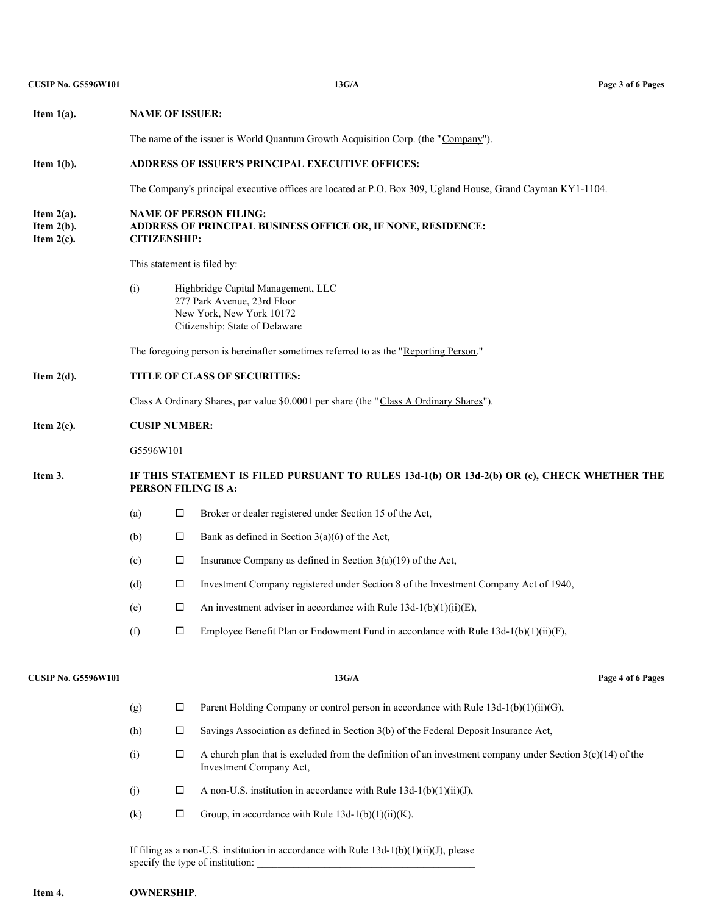**Item 1(a).** **NAME OF ISSUER:**

The name of the issuer is World Quantum Growth Acquisition Corp. (the "Company").

**Item 1(b).** **ADDRESS OF ISSUER'S PRINCIPAL EXECUTIVE OFFICES:**

The Company's principal executive offices are located at P.O. Box 309, Ugland House, Grand Cayman KY1-1104.

**Item 2(a).** **NAME OF PERSON FILING:**
**Item 2(b).** **ADDRESS OF PRINCIPAL BUSINESS OFFICE OR, IF NONE, RESIDENCE:**
**Item 2(c).** **CITIZENSHIP:**

This statement is filed by:

(i) Highbridge Capital Management, LLC
277 Park Avenue, 23rd Floor
New York, New York 10172
Citizenship: State of Delaware

The foregoing person is hereinafter sometimes referred to as the "Reporting Person."

**Item 2(d).** **TITLE OF CLASS OF SECURITIES:**

Class A Ordinary Shares, par value $0.0001 per share (the "Class A Ordinary Shares").

**Item 2(e).** **CUSIP NUMBER:**

G5596W101

**Item 3.** **IF THIS STATEMENT IS FILED PURSUANT TO RULES 13d-1(b) OR 13d-2(b) OR (c), CHECK WHETHER THE PERSON FILING IS A:**

(a) ☐ Broker or dealer registered under Section 15 of the Act,

(b) ☐ Bank as defined in Section 3(a)(6) of the Act,

(c) ☐ Insurance Company as defined in Section 3(a)(19) of the Act,

(d) ☐ Investment Company registered under Section 8 of the Investment Company Act of 1940,

(e) ☐ An investment adviser in accordance with Rule 13d-1(b)(1)(ii)(E),

(f) ☐ Employee Benefit Plan or Endowment Fund in accordance with Rule 13d-1(b)(1)(ii)(F),

(g) ☐ Parent Holding Company or control person in accordance with Rule 13d-1(b)(1)(ii)(G),

(h) ☐ Savings Association as defined in Section 3(b) of the Federal Deposit Insurance Act,

(i) ☐ A church plan that is excluded from the definition of an investment company under Section 3(c)(14) of the Investment Company Act,

(j) ☐ A non-U.S. institution in accordance with Rule 13d-1(b)(1)(ii)(J),

(k) ☐ Group, in accordance with Rule 13d-1(b)(1)(ii)(K).

If filing as a non-U.S. institution in accordance with Rule 13d-1(b)(1)(ii)(J), please specify the type of institution: ___________________________________________

**Item 4.** **OWNERSHIP**.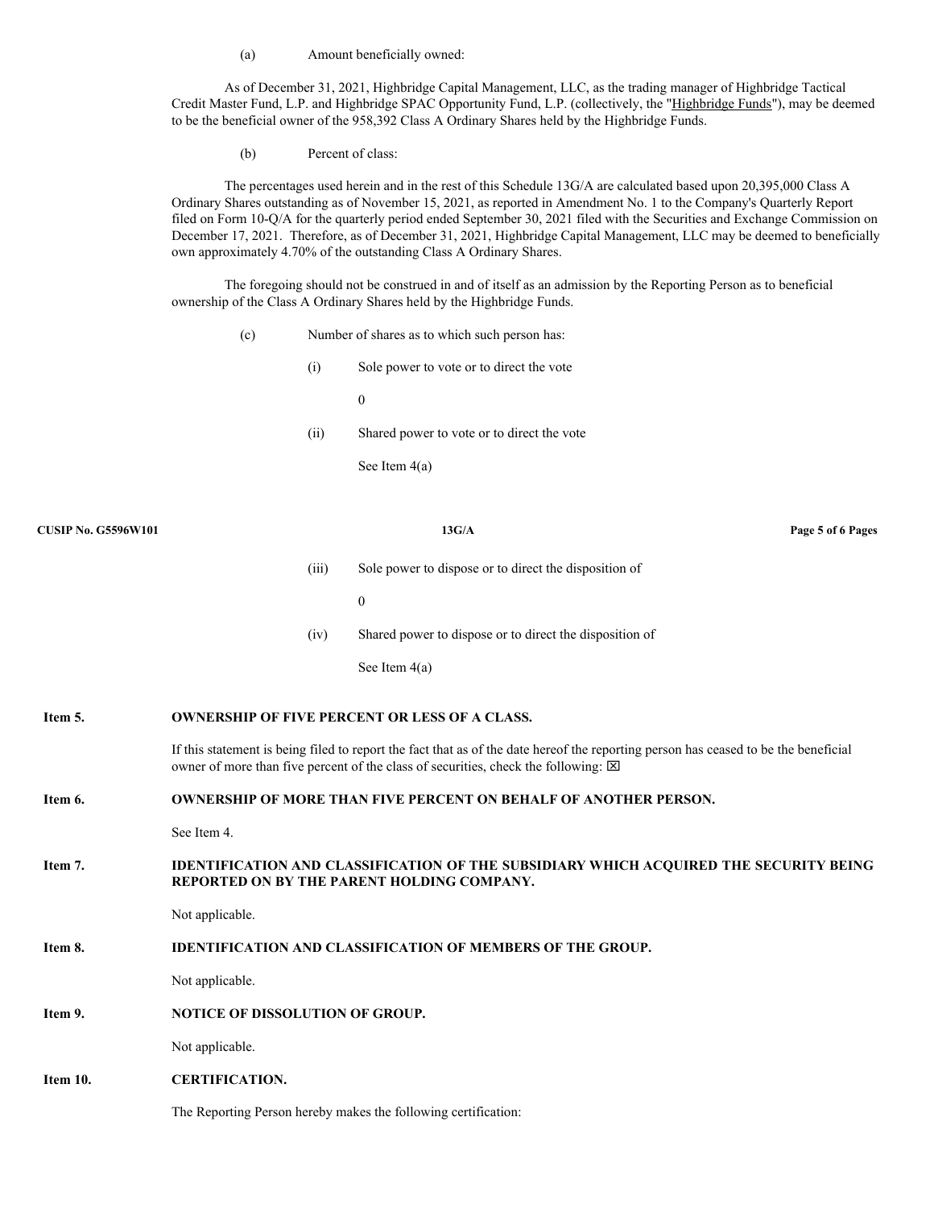(a) Amount beneficially owned:

As of December 31, 2021, Highbridge Capital Management, LLC, as the trading manager of Highbridge Tactical Credit Master Fund, L.P. and Highbridge SPAC Opportunity Fund, L.P. (collectively, the "Highbridge Funds"), may be deemed to be the beneficial owner of the 958,392 Class A Ordinary Shares held by the Highbridge Funds.

(b) Percent of class:

The percentages used herein and in the rest of this Schedule 13G/A are calculated based upon 20,395,000 Class A Ordinary Shares outstanding as of November 15, 2021, as reported in Amendment No. 1 to the Company's Quarterly Report filed on Form 10-Q/A for the quarterly period ended September 30, 2021 filed with the Securities and Exchange Commission on December 17, 2021. Therefore, as of December 31, 2021, Highbridge Capital Management, LLC may be deemed to beneficially own approximately 4.70% of the outstanding Class A Ordinary Shares.

The foregoing should not be construed in and of itself as an admission by the Reporting Person as to beneficial ownership of the Class A Ordinary Shares held by the Highbridge Funds.

(c) Number of shares as to which such person has:

(i) Sole power to vote or to direct the vote

0

(ii) Shared power to vote or to direct the vote

See Item 4(a)

(iii) Sole power to dispose or to direct the disposition of

0

(iv) Shared power to dispose or to direct the disposition of

See Item 4(a)

**Item 5. OWNERSHIP OF FIVE PERCENT OR LESS OF A CLASS.**

If this statement is being filed to report the fact that as of the date hereof the reporting person has ceased to be the beneficial owner of more than five percent of the class of securities, check the following: ☒

**Item 6. OWNERSHIP OF MORE THAN FIVE PERCENT ON BEHALF OF ANOTHER PERSON.**

See Item 4.

**Item 7. IDENTIFICATION AND CLASSIFICATION OF THE SUBSIDIARY WHICH ACQUIRED THE SECURITY BEING REPORTED ON BY THE PARENT HOLDING COMPANY.**

Not applicable.

**Item 8. IDENTIFICATION AND CLASSIFICATION OF MEMBERS OF THE GROUP.**

Not applicable.

**Item 9. NOTICE OF DISSOLUTION OF GROUP.**

Not applicable.

**Item 10. CERTIFICATION.**

The Reporting Person hereby makes the following certification: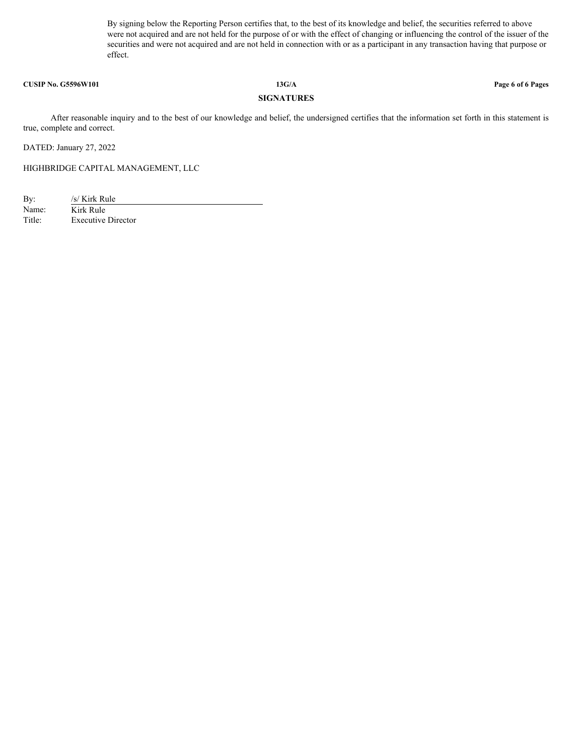By signing below the Reporting Person certifies that, to the best of its knowledge and belief, the securities referred to above were not acquired and are not held for the purpose of or with the effect of changing or influencing the control of the issuer of the securities and were not acquired and are not held in connection with or as a participant in any transaction having that purpose or effect.

## SIGNATURES

After reasonable inquiry and to the best of our knowledge and belief, the undersigned certifies that the information set forth in this statement is true, complete and correct.

DATED: January 27, 2022

HIGHBRIDGE CAPITAL MANAGEMENT, LLC

By: /s/ Kirk Rule
Name: Kirk Rule
Title: Executive Director